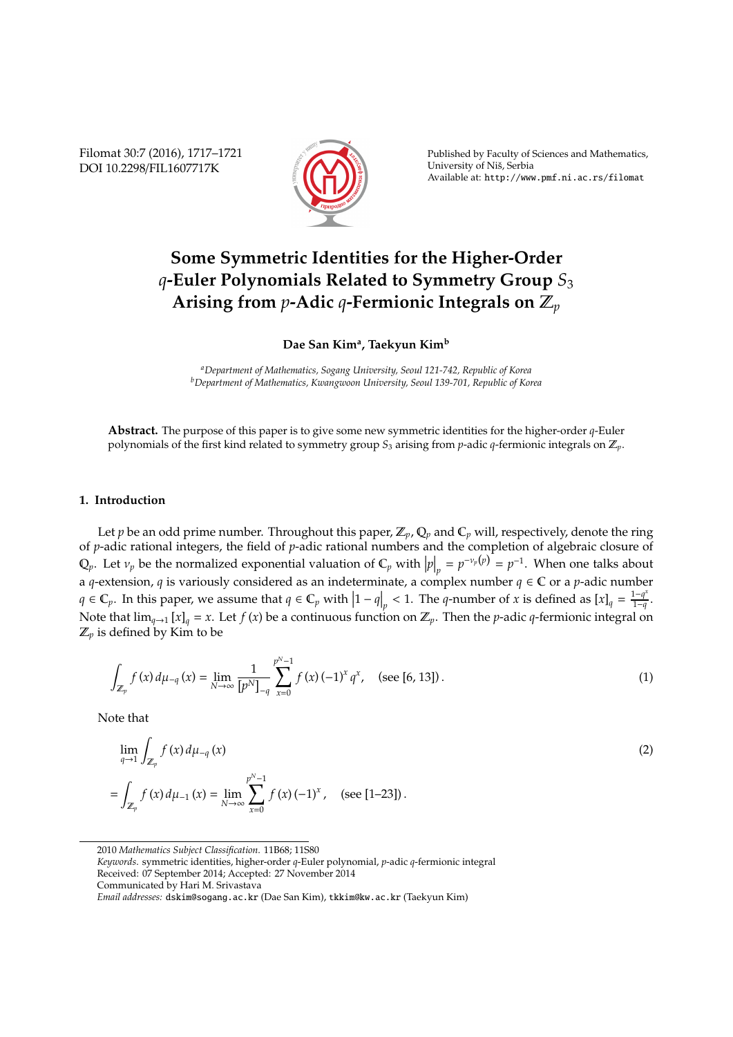# Some Symmetric Identities for the Higher-Order $q$-Euler Polynomials Related to Symmetry Group $S_3$ Arising from $p$-Adic $q$-Fermionic Integrals on $\mathbb{Z}_p$

**Dae San Kim[a], Taekyun Kim[b]**

[a] *Department of Mathematics, Sogang University, Seoul 121-742, Republic of Korea*
[b] *Department of Mathematics, Kwangwoon University, Seoul 139-701, Republic of Korea*

**Abstract.** The purpose of this paper is to give some new symmetric identities for the higher-order $q$-Euler polynomials of the first kind related to symmetry group $S_3$ arising from $p$-adic $q$-fermionic integrals on $\mathbb{Z}_p$.

## 1. Introduction

Let $p$ be an odd prime number. Throughout this paper, $\mathbb{Z}_p$, $\mathbb{Q}_p$ and $\mathbb{C}_p$ will, respectively, denote the ring of $p$-adic rational integers, the field of $p$-adic rational numbers and the completion of algebraic closure of $\mathbb{Q}_p$. Let $\nu_p$ be the normalized exponential valuation of $\mathbb{C}_p$ with $|p|_p = p^{-\nu_p(p)} = p^{-1}$. When one talks about a $q$-extension, $q$ is variously considered as an indeterminate, a complex number $q \in \mathbb{C}$ or a $p$-adic number $q \in \mathbb{C}_p$. In this paper, we assume that $q \in \mathbb{C}_p$ with $|1-q|_p < 1$. The $q$-number of $x$ is defined as $[x]_q = \frac{1-q^x}{1-q}$. Note that $\lim_{q \to 1} [x]_q = x$. Let $f(x)$ be a continuous function on $\mathbb{Z}_p$. Then the $p$-adic $q$-fermionic integral on $\mathbb{Z}_p$ is defined by Kim to be

$$\int_{\mathbb{Z}_p} f(x)\, d\mu_{-q}(x) = \lim_{N \to \infty} \frac{1}{[p^N]_{-q}} \sum_{x=0}^{p^N-1} f(x)(-1)^x q^x, \quad \text{(see [6, 13])}. \tag{1}$$

Note that

$$\begin{aligned} &\lim_{q \to 1} \int_{\mathbb{Z}_p} f(x)\, d\mu_{-q}(x) \\ &= \int_{\mathbb{Z}_p} f(x)\, d\mu_{-1}(x) = \lim_{N \to \infty} \sum_{x=0}^{p^N-1} f(x)(-1)^x, \quad \text{(see [1–23])}. \end{aligned} \tag{2}$$

---

2010 *Mathematics Subject Classification.* 11B68; 11S80

*Keywords.* symmetric identities, higher-order $q$-Euler polynomial, $p$-adic $q$-fermionic integral

Received: 07 September 2014; Accepted: 27 November 2014

Communicated by Hari M. Srivastava

*Email addresses:* dskim@sogang.ac.kr (Dae San Kim), tkkim@kw.ac.kr (Taekyun Kim)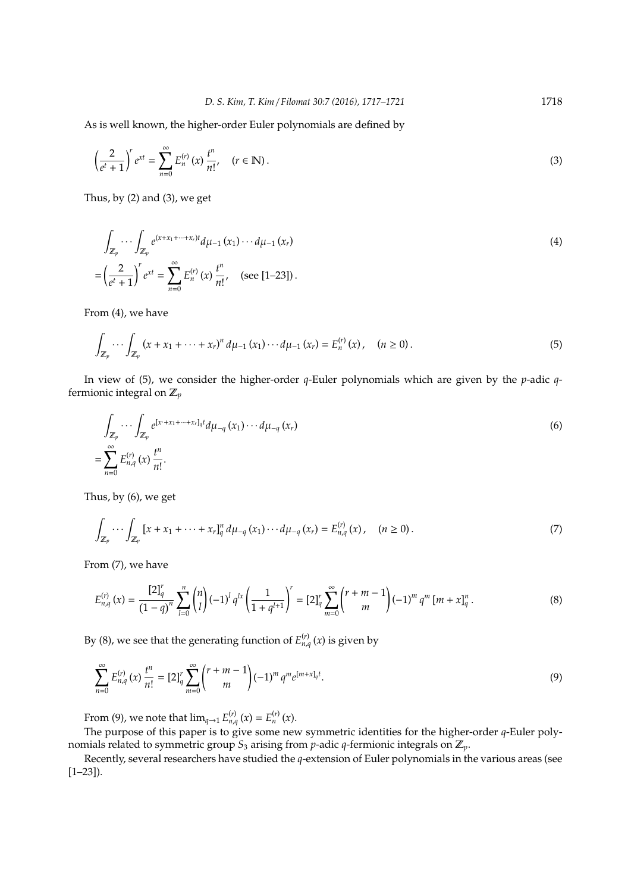As is well known, the higher-order Euler polynomials are defined by

$$\left(\frac{2}{e^t+1}\right)^r e^{xt} = \sum_{n=0}^{\infty} E_n^{(r)}(x)\frac{t^n}{n!}, \quad (r \in \mathbb{N}). \tag{3}$$

Thus, by (2) and (3), we get

$$\begin{aligned}
&\int_{\mathbb{Z}_p} \cdots \int_{\mathbb{Z}_p} e^{(x+x_1+\cdots+x_r)t} d\mu_{-1}(x_1)\cdots d\mu_{-1}(x_r) \\
&= \left(\frac{2}{e^t+1}\right)^r e^{xt} = \sum_{n=0}^{\infty} E_n^{(r)}(x)\frac{t^n}{n!}, \quad (\text{see [1–23]}).
\end{aligned} \tag{4}$$

From (4), we have

$$\int_{\mathbb{Z}_p} \cdots \int_{\mathbb{Z}_p} (x+x_1+\cdots+x_r)^n d\mu_{-1}(x_1)\cdots d\mu_{-1}(x_r) = E_n^{(r)}(x), \quad (n \geq 0). \tag{5}$$

In view of (5), we consider the higher-order $q$-Euler polynomials which are given by the $p$-adic $q$-fermionic integral on $\mathbb{Z}_p$

$$\begin{aligned}
&\int_{\mathbb{Z}_p} \cdots \int_{\mathbb{Z}_p} e^{[x\cdot+x_1+\cdots+x_r]_q t} d\mu_{-q}(x_1)\cdots d\mu_{-q}(x_r) \\
&= \sum_{n=0}^{\infty} E_{n,q}^{(r)}(x)\frac{t^n}{n!}.
\end{aligned} \tag{6}$$

Thus, by (6), we get

$$\int_{\mathbb{Z}_p} \cdots \int_{\mathbb{Z}_p} [x+x_1+\cdots+x_r]_q^n d\mu_{-q}(x_1)\cdots d\mu_{-q}(x_r) = E_{n,q}^{(r)}(x), \quad (n \geq 0). \tag{7}$$

From (7), we have

$$E_{n,q}^{(r)}(x) = \frac{[2]_q^r}{(1-q)^n}\sum_{l=0}^{n}\binom{n}{l}(-1)^l q^{lx}\left(\frac{1}{1+q^{l+1}}\right)^r = [2]_q^r \sum_{m=0}^{\infty}\binom{r+m-1}{m}(-1)^m q^m [m+x]_q^n. \tag{8}$$

By (8), we see that the generating function of $E_{n,q}^{(r)}(x)$ is given by

$$\sum_{n=0}^{\infty} E_{n,q}^{(r)}(x)\frac{t^n}{n!} = [2]_q^r \sum_{m=0}^{\infty}\binom{r+m-1}{m}(-1)^m q^m e^{[m+x]_q t}. \tag{9}$$

From (9), we note that $\lim_{q\to 1} E_{n,q}^{(r)}(x) = E_n^{(r)}(x)$.

The purpose of this paper is to give some new symmetric identities for the higher-order $q$-Euler polynomials related to symmetric group $S_3$ arising from $p$-adic $q$-fermionic integrals on $\mathbb{Z}_p$.

Recently, several researchers have studied the $q$-extension of Euler polynomials in the various areas (see [1–23]).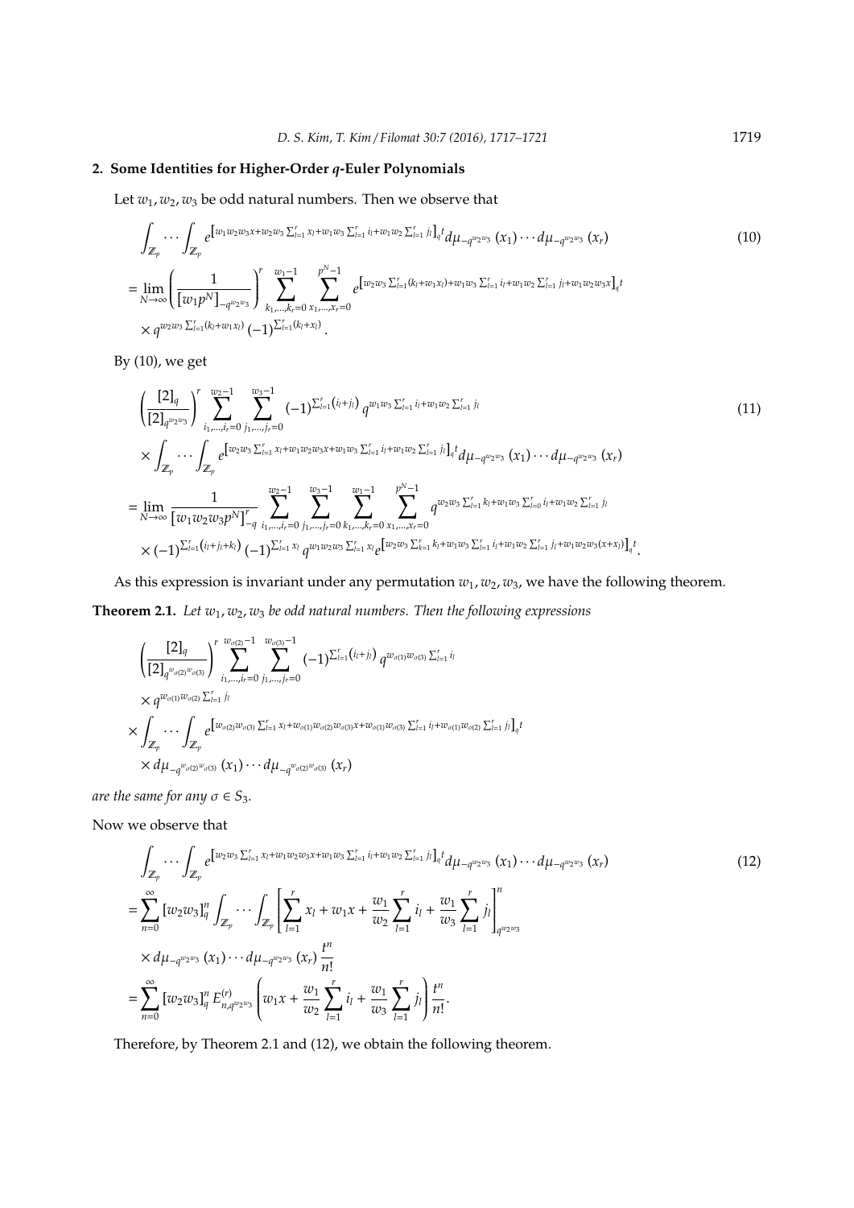## 2. Some Identities for Higher-Order $q$-Euler Polynomials

Let $w_1, w_2, w_3$ be odd natural numbers. Then we observe that

$$\int_{\mathbb{Z}_p} \cdots \int_{\mathbb{Z}_p} e^{\left[w_1 w_2 w_3 x + w_2 w_3 \sum_{l=1}^{r} x_l + w_1 w_3 \sum_{l=1}^{r} i_l + w_1 w_2 \sum_{l=1}^{r} j_l\right]_q t} d\mu_{-q^{w_2 w_3}}(x_1) \cdots d\mu_{-q^{w_2 w_3}}(x_r) \tag{10}$$
$$= \lim_{N\to\infty} \left( \frac{1}{[w_1 p^N]_{-q^{w_2 w_3}}} \right)^r \sum_{k_1,\ldots,k_r=0}^{w_1-1} \sum_{x_1,\ldots,x_r=0}^{p^N-1} e^{\left[w_2 w_3 \sum_{l=1}^{r}(k_l + w_1 x_l) + w_1 w_3 \sum_{l=1}^{r} i_l + w_1 w_2 \sum_{l=1}^{r} j_l + w_1 w_2 w_3 x\right]_q t}$$
$$\times q^{w_2 w_3 \sum_{l=1}^{r}(k_l + w_1 x_l)} (-1)^{\sum_{l=1}^{r}(k_l + x_l)}.$$

By (10), we get

$$\left( \frac{[2]_q}{[2]_{q^{w_2 w_3}}} \right)^r \sum_{i_1,\ldots,i_r=0}^{w_2-1} \sum_{j_1,\ldots,j_r=0}^{w_3-1} (-1)^{\sum_{l=1}^{r}(i_l+j_l)} q^{w_1 w_3 \sum_{l=1}^{r} i_l + w_1 w_2 \sum_{l=1}^{r} j_l} \tag{11}$$
$$\times \int_{\mathbb{Z}_p} \cdots \int_{\mathbb{Z}_p} e^{\left[w_2 w_3 \sum_{l=1}^{r} x_l + w_1 w_2 w_3 x + w_1 w_3 \sum_{l=1}^{r} i_l + w_1 w_2 \sum_{l=1}^{r} j_l\right]_q t} d\mu_{-q^{w_2 w_3}}(x_1) \cdots d\mu_{-q^{w_2 w_3}}(x_r)$$
$$= \lim_{N\to\infty} \frac{1}{[w_1 w_2 w_3 p^N]_{-q}^r} \sum_{i_1,\ldots,i_r=0}^{w_2-1} \sum_{j_1,\ldots,j_r=0}^{w_3-1} \sum_{k_1,\ldots,k_r=0}^{w_1-1} \sum_{x_1,\ldots,x_r=0}^{p^N-1} q^{w_2 w_3 \sum_{l=1}^{r} k_l + w_1 w_3 \sum_{l=0}^{r} i_l + w_1 w_2 \sum_{l=1}^{r} j_l}$$
$$\times (-1)^{\sum_{l=1}^{r}(i_l+j_l+k_l)} (-1)^{\sum_{l=1}^{r} x_l} q^{w_1 w_2 w_3 \sum_{l=1}^{r} x_l} e^{\left[w_2 w_3 \sum_{k=1}^{r} k_l + w_1 w_3 \sum_{l=1}^{r} i_l + w_1 w_2 \sum_{l=1}^{r} j_l + w_1 w_2 w_3 (x + x_l)\right]_q t}.$$

As this expression is invariant under any permutation $w_1, w_2, w_3$, we have the following theorem.

**Theorem 2.1.** *Let $w_1, w_2, w_3$ be odd natural numbers. Then the following expressions*

$$\left( \frac{[2]_q}{[2]_{q^{w_{\sigma(2)} w_{\sigma(3)}}}} \right)^r \sum_{i_1,\ldots,i_r=0}^{w_{\sigma(2)}-1} \sum_{j_1,\ldots,j_r=0}^{w_{\sigma(3)}-1} (-1)^{\sum_{l=1}^{r}(i_l+j_l)} q^{w_{\sigma(1)} w_{\sigma(3)} \sum_{l=1}^{r} i_l}$$
$$\times q^{w_{\sigma(1)} w_{\sigma(2)} \sum_{l=1}^{r} j_l}$$
$$\times \int_{\mathbb{Z}_p} \cdots \int_{\mathbb{Z}_p} e^{\left[w_{\sigma(2)} w_{\sigma(3)} \sum_{l=1}^{r} x_l + w_{\sigma(1)} w_{\sigma(2)} w_{\sigma(3)} x + w_{\sigma(1)} w_{\sigma(3)} \sum_{l=1}^{r} i_l + w_{\sigma(1)} w_{\sigma(2)} \sum_{l=1}^{r} j_l\right]_q t}$$
$$\times d\mu_{-q^{w_{\sigma(2)} w_{\sigma(3)}}}(x_1) \cdots d\mu_{-q^{w_{\sigma(2)} w_{\sigma(3)}}}(x_r)$$

*are the same for any $\sigma \in S_3$.*

Now we observe that

$$\int_{\mathbb{Z}_p} \cdots \int_{\mathbb{Z}_p} e^{\left[w_2 w_3 \sum_{l=1}^{r} x_l + w_1 w_2 w_3 x + w_1 w_3 \sum_{l=1}^{r} i_l + w_1 w_2 \sum_{l=1}^{r} j_l\right]_q t} d\mu_{-q^{w_2 w_3}}(x_1) \cdots d\mu_{-q^{w_2 w_3}}(x_r) \tag{12}$$
$$= \sum_{n=0}^{\infty} [w_2 w_3]_q^n \int_{\mathbb{Z}_p} \cdots \int_{\mathbb{Z}_p} \left[ \sum_{l=1}^{r} x_l + w_1 x + \frac{w_1}{w_2} \sum_{l=1}^{r} i_l + \frac{w_1}{w_3} \sum_{l=1}^{r} j_l \right]_{q^{w_2 w_3}}^n$$
$$\times d\mu_{-q^{w_2 w_3}}(x_1) \cdots d\mu_{-q^{w_2 w_3}}(x_r) \frac{t^n}{n!}$$
$$= \sum_{n=0}^{\infty} [w_2 w_3]_q^n E_{n,q^{w_2 w_3}}^{(r)} \left( w_1 x + \frac{w_1}{w_2} \sum_{l=1}^{r} i_l + \frac{w_1}{w_3} \sum_{l=1}^{r} j_l \right) \frac{t^n}{n!}.$$

Therefore, by Theorem 2.1 and (12), we obtain the following theorem.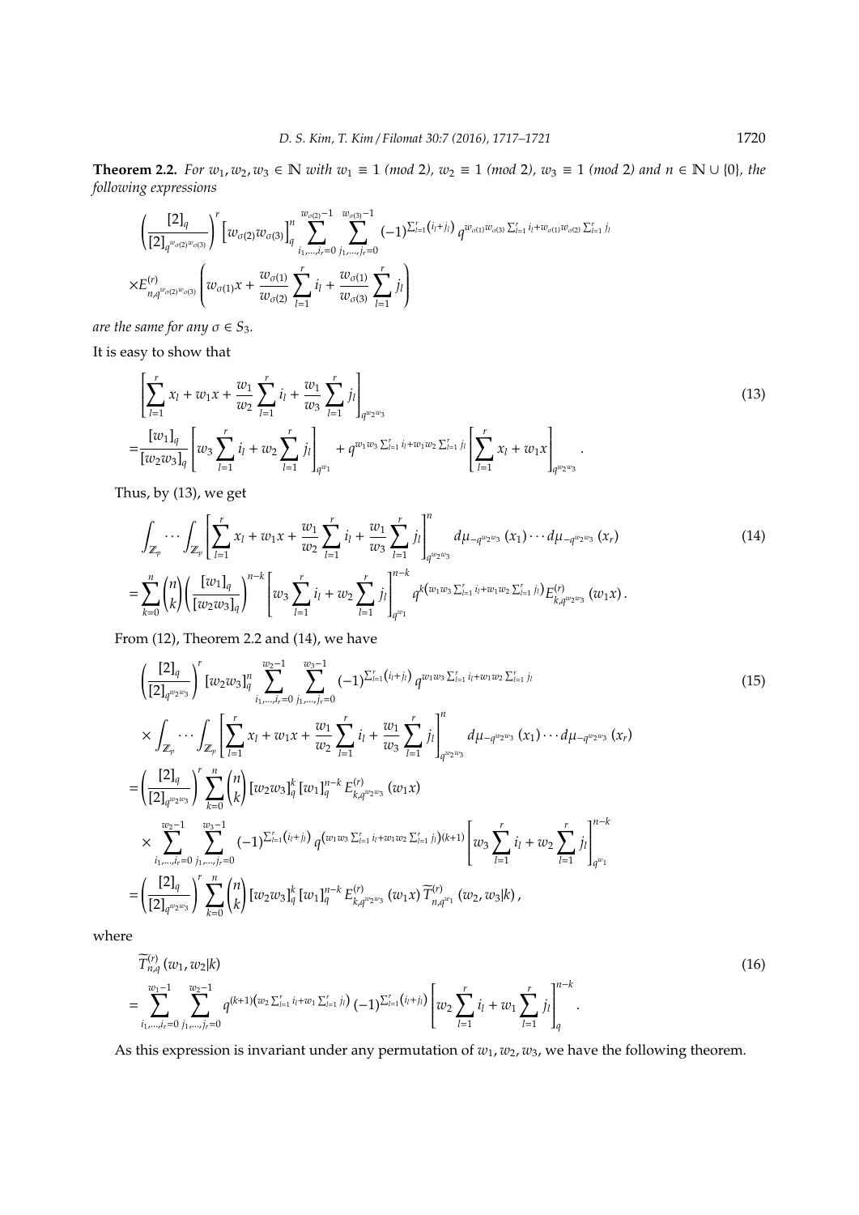**Theorem 2.2.** *For $w_1, w_2, w_3 \in \mathbb{N}$ with $w_1 \equiv 1$ (mod 2), $w_2 \equiv 1$ (mod 2), $w_3 \equiv 1$ (mod 2) and $n \in \mathbb{N} \cup \{0\}$, the following expressions*

$$
\left(\frac{[2]_q}{[2]_{q^{w_{\sigma(2)}w_{\sigma(3)}}}}\right)^r \left[w_{\sigma(2)}w_{\sigma(3)}\right]_q^n \sum_{i_1,\ldots,i_r=0}^{w_{\sigma(2)}-1} \sum_{j_1,\ldots,j_r=0}^{w_{\sigma(3)}-1} (-1)^{\sum_{l=1}^r (i_l+j_l)} q^{w_{\sigma(1)}w_{\sigma(3)}\sum_{l=1}^r i_l + w_{\sigma(1)}w_{\sigma(2)}\sum_{l=1}^r j_l}
$$
$$
\times E^{(r)}_{n,q^{w_{\sigma(2)}w_{\sigma(3)}}}\left(w_{\sigma(1)}x + \frac{w_{\sigma(1)}}{w_{\sigma(2)}}\sum_{l=1}^r i_l + \frac{w_{\sigma(1)}}{w_{\sigma(3)}}\sum_{l=1}^r j_l\right)
$$

*are the same for any $\sigma \in S_3$.*

It is easy to show that

$$
\begin{aligned}
&\left[\sum_{l=1}^r x_l + w_1 x + \frac{w_1}{w_2}\sum_{l=1}^r i_l + \frac{w_1}{w_3}\sum_{l=1}^r j_l\right]_{q^{w_2w_3}} \\
=&\frac{[w_1]_q}{[w_2w_3]_q}\left[w_3\sum_{l=1}^r i_l + w_2\sum_{l=1}^r j_l\right]_{q^{w_1}} + q^{w_1w_3\sum_{l=1}^r i_l + w_1w_2\sum_{l=1}^r j_l}\left[\sum_{l=1}^r x_l + w_1 x\right]_{q^{w_2w_3}}.
\end{aligned}
\tag{13}
$$

Thus, by (13), we get

$$
\begin{aligned}
&\int_{\mathbb{Z}_p}\cdots\int_{\mathbb{Z}_p}\left[\sum_{l=1}^r x_l + w_1 x + \frac{w_1}{w_2}\sum_{l=1}^r i_l + \frac{w_1}{w_3}\sum_{l=1}^r j_l\right]_{q^{w_2w_3}}^n d\mu_{-q^{w_2w_3}}(x_1)\cdots d\mu_{-q^{w_2w_3}}(x_r) \\
=&\sum_{k=0}^n \binom{n}{k}\left(\frac{[w_1]_q}{[w_2w_3]_q}\right)^{n-k}\left[w_3\sum_{l=1}^r i_l + w_2\sum_{l=1}^r j_l\right]_{q^{w_1}}^{n-k} q^{k\left(w_1w_3\sum_{l=1}^r i_l + w_1w_2\sum_{l=1}^r j_l\right)} E^{(r)}_{k,q^{w_2w_3}}(w_1x).
\end{aligned}
\tag{14}
$$

From (12), Theorem 2.2 and (14), we have

$$
\begin{aligned}
&\left(\frac{[2]_q}{[2]_{q^{w_2w_3}}}\right)^r [w_2w_3]_q^n \sum_{i_1,\ldots,i_r=0}^{w_2-1}\sum_{j_1,\ldots,j_r=0}^{w_3-1} (-1)^{\sum_{l=1}^r(i_l+j_l)} q^{w_1w_3\sum_{l=1}^r i_l + w_1w_2\sum_{l=1}^r j_l} \\
&\times \int_{\mathbb{Z}_p}\cdots\int_{\mathbb{Z}_p}\left[\sum_{l=1}^r x_l + w_1 x + \frac{w_1}{w_2}\sum_{l=1}^r i_l + \frac{w_1}{w_3}\sum_{l=1}^r j_l\right]_{q^{w_2w_3}}^n d\mu_{-q^{w_2w_3}}(x_1)\cdots d\mu_{-q^{w_2w_3}}(x_r) \\
=&\left(\frac{[2]_q}{[2]_{q^{w_2w_3}}}\right)^r \sum_{k=0}^n \binom{n}{k} [w_2w_3]_q^k [w_1]_q^{n-k} E^{(r)}_{k,q^{w_2w_3}}(w_1x) \\
&\times \sum_{i_1,\ldots,i_r=0}^{w_2-1}\sum_{j_1,\ldots,j_r=0}^{w_3-1} (-1)^{\sum_{l=1}^r(i_l+j_l)} q^{\left(w_1w_3\sum_{l=1}^r i_l + w_1w_2\sum_{l=1}^r j_l\right)(k+1)}\left[w_3\sum_{l=1}^r i_l + w_2\sum_{l=1}^r j_l\right]_{q^{w_1}}^{n-k} \\
=&\left(\frac{[2]_q}{[2]_{q^{w_2w_3}}}\right)^r \sum_{k=0}^n \binom{n}{k} [w_2w_3]_q^k [w_1]_q^{n-k} E^{(r)}_{k,q^{w_2w_3}}(w_1x)\, \widetilde{T}^{(r)}_{n,q^{w_1}}(w_2, w_3|k),
\end{aligned}
\tag{15}
$$

where

$$
\begin{aligned}
&\widetilde{T}^{(r)}_{n,q}(w_1, w_2|k) \\
=&\sum_{i_1,\ldots,i_r=0}^{w_1-1}\sum_{j_1,\ldots,j_r=0}^{w_2-1} q^{(k+1)\left(w_2\sum_{l=1}^r i_l + w_1\sum_{l=1}^r j_l\right)} (-1)^{\sum_{l=1}^r(i_l+j_l)}\left[w_2\sum_{l=1}^r i_l + w_1\sum_{l=1}^r j_l\right]_q^{n-k}.
\end{aligned}
\tag{16}
$$

As this expression is invariant under any permutation of $w_1, w_2, w_3$, we have the following theorem.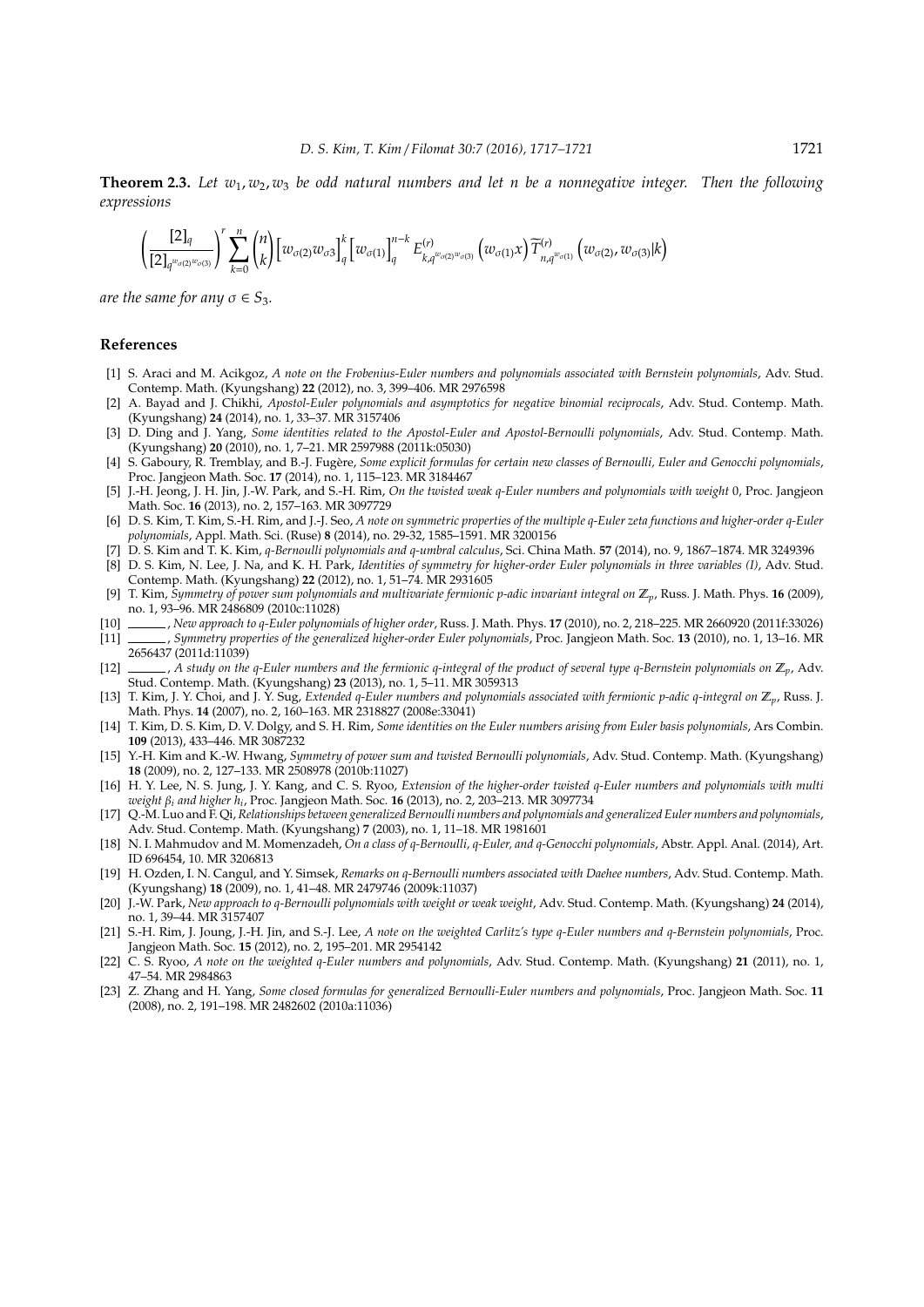**Theorem 2.3.** *Let $w_1, w_2, w_3$ be odd natural numbers and let $n$ be a nonnegative integer. Then the following expressions*

$$\left(\frac{[2]_q}{[2]_{q^{w_{\sigma(2)}w_{\sigma(3)}}}}\right)^r \sum_{k=0}^{n} \binom{n}{k} \left[w_{\sigma(2)}w_{\sigma 3}\right]_q^k \left[w_{\sigma(1)}\right]_q^{n-k} E_{k,q^{w_{\sigma(2)}w_{\sigma(3)}}}^{(r)} \left(w_{\sigma(1)}x\right) \widetilde{T}_{n,q^{w_{\sigma(1)}}}^{(r)} \left(w_{\sigma(2)}, w_{\sigma(3)}|k\right)$$

*are the same for any $\sigma \in S_3$.*

## References

[1] S. Araci and M. Acikgoz, *A note on the Frobenius-Euler numbers and polynomials associated with Bernstein polynomials*, Adv. Stud. Contemp. Math. (Kyungshang) **22** (2012), no. 3, 399–406. MR 2976598

[2] A. Bayad and J. Chikhi, *Apostol-Euler polynomials and asymptotics for negative binomial reciprocals*, Adv. Stud. Contemp. Math. (Kyungshang) **24** (2014), no. 1, 33–37. MR 3157406

[3] D. Ding and J. Yang, *Some identities related to the Apostol-Euler and Apostol-Bernoulli polynomials*, Adv. Stud. Contemp. Math. (Kyungshang) **20** (2010), no. 1, 7–21. MR 2597988 (2011k:05030)

[4] S. Gaboury, R. Tremblay, and B.-J. Fugère, *Some explicit formulas for certain new classes of Bernoulli, Euler and Genocchi polynomials*, Proc. Jangjeon Math. Soc. **17** (2014), no. 1, 115–123. MR 3184467

[5] J.-H. Jeong, J. H. Jin, J.-W. Park, and S.-H. Rim, *On the twisted weak q-Euler numbers and polynomials with weight 0*, Proc. Jangjeon Math. Soc. **16** (2013), no. 2, 157–163. MR 3097729

[6] D. S. Kim, T. Kim, S.-H. Rim, and J.-J. Seo, *A note on symmetric properties of the multiple q-Euler zeta functions and higher-order q-Euler polynomials*, Appl. Math. Sci. (Ruse) **8** (2014), no. 29-32, 1585–1591. MR 3200156

[7] D. S. Kim and T. K. Kim, *q-Bernoulli polynomials and q-umbral calculus*, Sci. China Math. **57** (2014), no. 9, 1867–1874. MR 3249396

[8] D. S. Kim, N. Lee, J. Na, and K. H. Park, *Identities of symmetry for higher-order Euler polynomials in three variables (I)*, Adv. Stud. Contemp. Math. (Kyungshang) **22** (2012), no. 1, 51–74. MR 2931605

[9] T. Kim, *Symmetry of power sum polynomials and multivariate fermionic p-adic invariant integral on $\mathbb{Z}_p$*, Russ. J. Math. Phys. **16** (2009), no. 1, 93–96. MR 2486809 (2010c:11028)

[10] ______, *New approach to q-Euler polynomials of higher order*, Russ. J. Math. Phys. **17** (2010), no. 2, 218–225. MR 2660920 (2011f:33026)

[11] ______, *Symmetry properties of the generalized higher-order Euler polynomials*, Proc. Jangjeon Math. Soc. **13** (2010), no. 1, 13–16. MR 2656437 (2011d:11039)

[12] ______, *A study on the q-Euler numbers and the fermionic q-integral of the product of several type q-Bernstein polynomials on $\mathbb{Z}_p$*, Adv. Stud. Contemp. Math. (Kyungshang) **23** (2013), no. 1, 5–11. MR 3059313

[13] T. Kim, J. Y. Choi, and J. Y. Sug, *Extended q-Euler numbers and polynomials associated with fermionic p-adic q-integral on $\mathbb{Z}_p$*, Russ. J. Math. Phys. **14** (2007), no. 2, 160–163. MR 2318827 (2008e:33041)

[14] T. Kim, D. S. Kim, D. V. Dolgy, and S. H. Rim, *Some identities on the Euler numbers arising from Euler basis polynomials*, Ars Combin. **109** (2013), 433–446. MR 3087232

[15] Y.-H. Kim and K.-W. Hwang, *Symmetry of power sum and twisted Bernoulli polynomials*, Adv. Stud. Contemp. Math. (Kyungshang) **18** (2009), no. 2, 127–133. MR 2508978 (2010b:11027)

[16] H. Y. Lee, N. S. Jung, J. Y. Kang, and C. S. Ryoo, *Extension of the higher-order twisted q-Euler numbers and polynomials with multi weight $\beta_i$ and higher $h_i$*, Proc. Jangjeon Math. Soc. **16** (2013), no. 2, 203–213. MR 3097734

[17] Q.-M. Luo and F. Qi, *Relationships between generalized Bernoulli numbers and polynomials and generalized Euler numbers and polynomials*, Adv. Stud. Contemp. Math. (Kyungshang) **7** (2003), no. 1, 11–18. MR 1981601

[18] N. I. Mahmudov and M. Momenzadeh, *On a class of q-Bernoulli, q-Euler, and q-Genocchi polynomials*, Abstr. Appl. Anal. (2014), Art. ID 696454, 10. MR 3206813

[19] H. Ozden, I. N. Cangul, and Y. Simsek, *Remarks on q-Bernoulli numbers associated with Daehee numbers*, Adv. Stud. Contemp. Math. (Kyungshang) **18** (2009), no. 1, 41–48. MR 2479746 (2009k:11037)

[20] J.-W. Park, *New approach to q-Bernoulli polynomials with weight or weak weight*, Adv. Stud. Contemp. Math. (Kyungshang) **24** (2014), no. 1, 39–44. MR 3157407

[21] S.-H. Rim, J. Joung, J.-H. Jin, and S.-J. Lee, *A note on the weighted Carlitz's type q-Euler numbers and q-Bernstein polynomials*, Proc. Jangjeon Math. Soc. **15** (2012), no. 2, 195–201. MR 2954142

[22] C. S. Ryoo, *A note on the weighted q-Euler numbers and polynomials*, Adv. Stud. Contemp. Math. (Kyungshang) **21** (2011), no. 1, 47–54. MR 2984863

[23] Z. Zhang and H. Yang, *Some closed formulas for generalized Bernoulli-Euler numbers and polynomials*, Proc. Jangjeon Math. Soc. **11** (2008), no. 2, 191–198. MR 2482602 (2010a:11036)